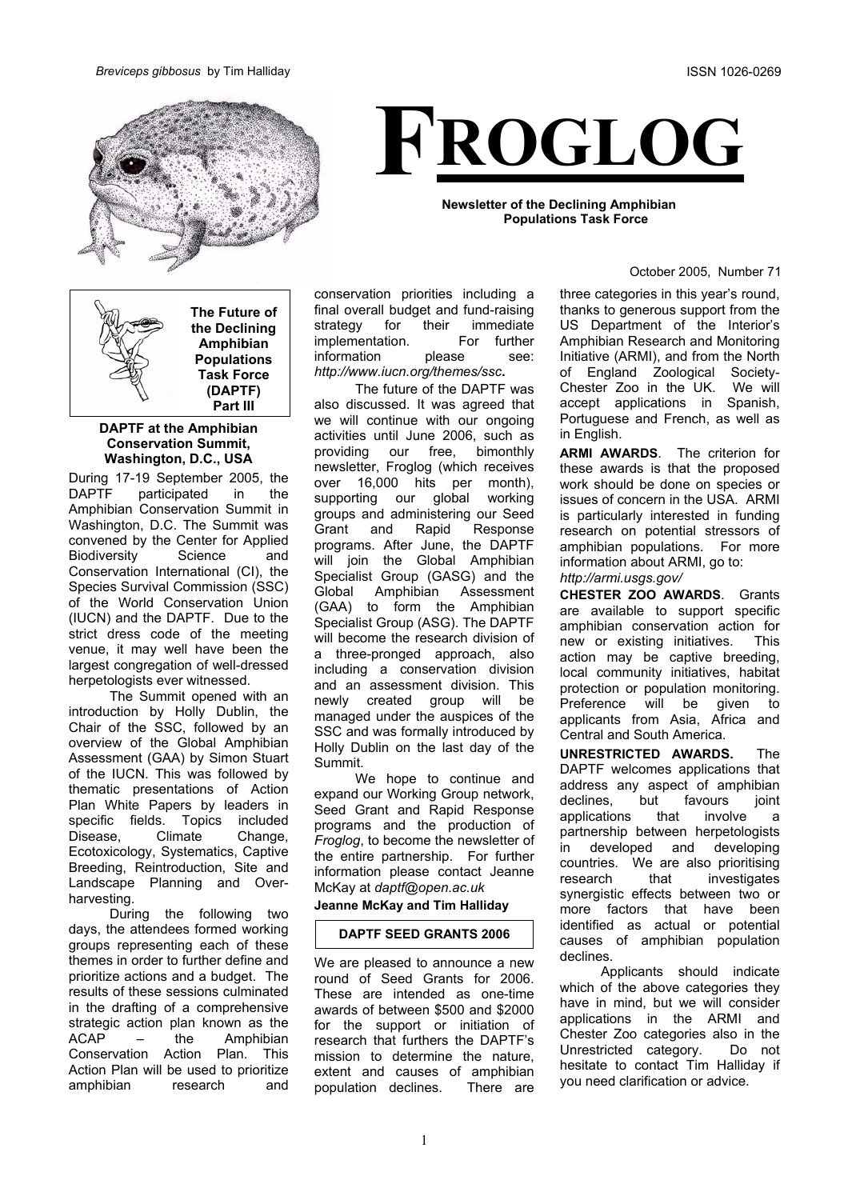*Breviceps gibbosus* by Tim Halliday

ISSN 1026-0269

# FROGLOG

**Newsletter of the Declining Amphibian Populations Task Force**

October 2005, Number 71

## The Future of the Declining Amphibian Populations Task Force (DAPTF) Part III

### DAPTF at the Amphibian Conservation Summit, Washington, D.C., USA

During 17-19 September 2005, the DAPTF participated in the Amphibian Conservation Summit in Washington, D.C. The Summit was convened by the Center for Applied Biodiversity Science and Conservation International (CI), the Species Survival Commission (SSC) of the World Conservation Union (IUCN) and the DAPTF. Due to the strict dress code of the meeting venue, it may well have been the largest congregation of well-dressed herpetologists ever witnessed.

The Summit opened with an introduction by Holly Dublin, the Chair of the SSC, followed by an overview of the Global Amphibian Assessment (GAA) by Simon Stuart of the IUCN. This was followed by thematic presentations of Action Plan White Papers by leaders in specific fields. Topics included Disease, Climate Change, Ecotoxicology, Systematics, Captive Breeding, Reintroduction, Site and Landscape Planning and Over-harvesting.

During the following two days, the attendees formed working groups representing each of these themes in order to further define and prioritize actions and a budget. The results of these sessions culminated in the drafting of a comprehensive strategic action plan known as the ACAP – the Amphibian Conservation Action Plan. This Action Plan will be used to prioritize amphibian research and conservation priorities including a final overall budget and fund-raising strategy for their immediate implementation. For further information please see: *http://www.iucn.org/themes/ssc*.

The future of the DAPTF was also discussed. It was agreed that we will continue with our ongoing activities until June 2006, such as providing our free, bimonthly newsletter, Froglog (which receives over 16,000 hits per month), supporting our global working groups and administering our Seed Grant and Rapid Response programs. After June, the DAPTF will join the Global Amphibian Specialist Group (GASG) and the Global Amphibian Assessment (GAA) to form the Amphibian Specialist Group (ASG). The DAPTF will become the research division of a three-pronged approach, also including a conservation division and an assessment division. This newly created group will be managed under the auspices of the SSC and was formally introduced by Holly Dublin on the last day of the Summit.

We hope to continue and expand our Working Group network, Seed Grant and Rapid Response programs and the production of *Froglog*, to become the newsletter of the entire partnership. For further information please contact Jeanne McKay at *daptf@open.ac.uk*

**Jeanne McKay and Tim Halliday**

## DAPTF SEED GRANTS 2006

We are pleased to announce a new round of Seed Grants for 2006. These are intended as one-time awards of between $500 and $2000 for the support or initiation of research that furthers the DAPTF's mission to determine the nature, extent and causes of amphibian population declines. There are three categories in this year's round, thanks to generous support from the US Department of the Interior's Amphibian Research and Monitoring Initiative (ARMI), and from the North of England Zoological Society-Chester Zoo in the UK. We will accept applications in Spanish, Portuguese and French, as well as in English.

**ARMI AWARDS**. The criterion for these awards is that the proposed work should be done on species or issues of concern in the USA. ARMI is particularly interested in funding research on potential stressors of amphibian populations. For more information about ARMI, go to: *http://armi.usgs.gov/*

**CHESTER ZOO AWARDS**. Grants are available to support specific amphibian conservation action for new or existing initiatives. This action may be captive breeding, local community initiatives, habitat protection or population monitoring. Preference will be given to applicants from Asia, Africa and Central and South America.

**UNRESTRICTED AWARDS.** The DAPTF welcomes applications that address any aspect of amphibian declines, but favours joint applications that involve a partnership between herpetologists in developed and developing countries. We are also prioritising research that investigates synergistic effects between two or more factors that have been identified as actual or potential causes of amphibian population declines.

Applicants should indicate which of the above categories they have in mind, but we will consider applications in the ARMI and Chester Zoo categories also in the Unrestricted category. Do not hesitate to contact Tim Halliday if you need clarification or advice.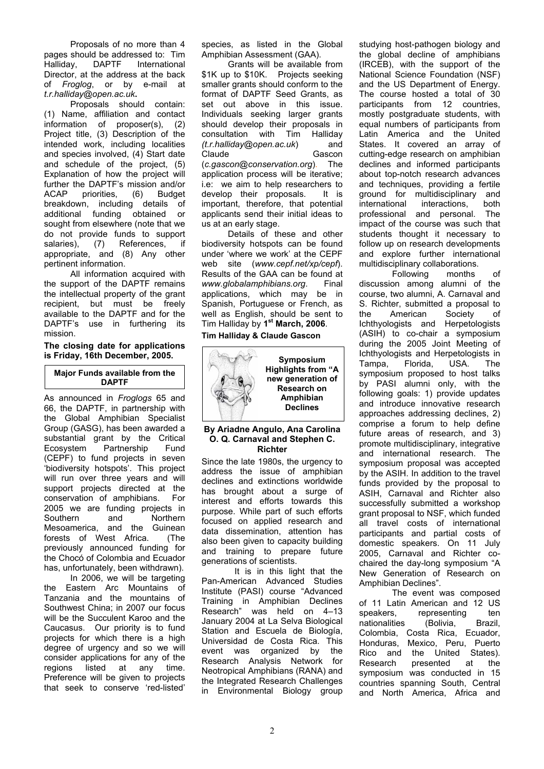Proposals of no more than 4 pages should be addressed to: Tim Halliday, DAPTF International Director, at the address at the back of *Froglog*, or by e-mail at *t.r.halliday@open.ac.uk***.**

Proposals should contain: (1) Name, affiliation and contact information of proposer(s), (2) Project title, (3) Description of the intended work, including localities and species involved, (4) Start date and schedule of the project, (5) Explanation of how the project will further the DAPTF's mission and/or ACAP priorities, (6) Budget breakdown, including details of additional funding obtained or sought from elsewhere (note that we do not provide funds to support salaries), (7) References, if appropriate, and (8) Any other pertinent information.

All information acquired with the support of the DAPTF remains the intellectual property of the grant recipient, but must be freely available to the DAPTF and for the DAPTF's use in furthering its mission.

**The closing date for applications is Friday, 16th December, 2005.**

## Major Funds available from the DAPTF

As announced in *Froglogs* 65 and 66, the DAPTF, in partnership with the Global Amphibian Specialist Group (GASG), has been awarded a substantial grant by the Critical Ecosystem Partnership Fund (CEPF) to fund projects in seven 'biodiversity hotspots'. This project will run over three years and will support projects directed at the conservation of amphibians. For 2005 we are funding projects in Southern and Northern Mesoamerica, and the Guinean forests of West Africa. (The previously announced funding for the Chocó of Colombia and Ecuador has, unfortunately, been withdrawn).

In 2006, we will be targeting the Eastern Arc Mountains of Tanzania and the mountains of Southwest China; in 2007 our focus will be the Succulent Karoo and the Caucasus. Our priority is to fund projects for which there is a high degree of urgency and so we will consider applications for any of the regions listed at any time. Preference will be given to projects that seek to conserve 'red-listed' species, as listed in the Global Amphibian Assessment (GAA).

Grants will be available from \$1K up to \$10K. Projects seeking smaller grants should conform to the format of DAPTF Seed Grants, as set out above in this issue. Individuals seeking larger grants should develop their proposals in consultation with Tim Halliday *(t.r.halliday@open.ac.uk*) and Claude Gascon (*c.gascon@conservation.org*). The application process will be iterative; i.e: we aim to help researchers to develop their proposals. It is important, therefore, that potential applicants send their initial ideas to us at an early stage.

Details of these and other biodiversity hotspots can be found under 'where we work' at the CEPF web site (*www.cepf.net/xp/cepf*). Results of the GAA can be found at *www.globalamphibians.org*. Final applications, which may be in Spanish, Portuguese or French, as well as English, should be sent to Tim Halliday by **1st March, 2006**.

**Tim Halliday & Claude Gascon**

## Symposium Highlights from "A new generation of Research on Amphibian Declines"

**By Ariadne Angulo, Ana Carolina O. Q. Carnaval and Stephen C. Richter**

Since the late 1980s, the urgency to address the issue of amphibian declines and extinctions worldwide has brought about a surge of interest and efforts towards this purpose. While part of such efforts focused on applied research and data dissemination, attention has also been given to capacity building and training to prepare future generations of scientists.

It is in this light that the Pan-American Advanced Studies Institute (PASI) course "Advanced Training in Amphibian Declines Research" was held on 4–13 January 2004 at La Selva Biological Station and Escuela de Biología, Universidad de Costa Rica. This event was organized by the Research Analysis Network for Neotropical Amphibians (RANA) and the Integrated Research Challenges in Environmental Biology group studying host-pathogen biology and the global decline of amphibians (IRCEB), with the support of the National Science Foundation (NSF) and the US Department of Energy. The course hosted a total of 30 participants from 12 countries, mostly postgraduate students, with equal numbers of participants from Latin America and the United States. It covered an array of cutting-edge research on amphibian declines and informed participants about top-notch research advances and techniques, providing a fertile ground for multidisciplinary and international interactions, both professional and personal. The impact of the course was such that students thought it necessary to follow up on research developments and explore further international multidisciplinary collaborations.

Following months of discussion among alumni of the course, two alumni, A. Carnaval and S. Richter, submitted a proposal to the American Society of Ichthyologists and Herpetologists (ASIH) to co-chair a symposium during the 2005 Joint Meeting of Ichthyologists and Herpetologists in Tampa, Florida, USA. The symposium proposed to host talks by PASI alumni only, with the following goals: 1) provide updates and introduce innovative research approaches addressing declines, 2) comprise a forum to help define future areas of research, and 3) promote multidisciplinary, integrative and international research. The symposium proposal was accepted by the ASIH. In addition to the travel funds provided by the proposal to ASIH, Carnaval and Richter also successfully submitted a workshop grant proposal to NSF, which funded all travel costs of international participants and partial costs of domestic speakers. On 11 July 2005, Carnaval and Richter co-chaired the day-long symposium "A New Generation of Research on Amphibian Declines".

The event was composed of 11 Latin American and 12 US speakers, representing ten nationalities (Bolivia, Brazil, Colombia, Costa Rica, Ecuador, Honduras, Mexico, Peru, Puerto Rico and the United States). Research presented at the symposium was conducted in 15 countries spanning South, Central and North America, Africa and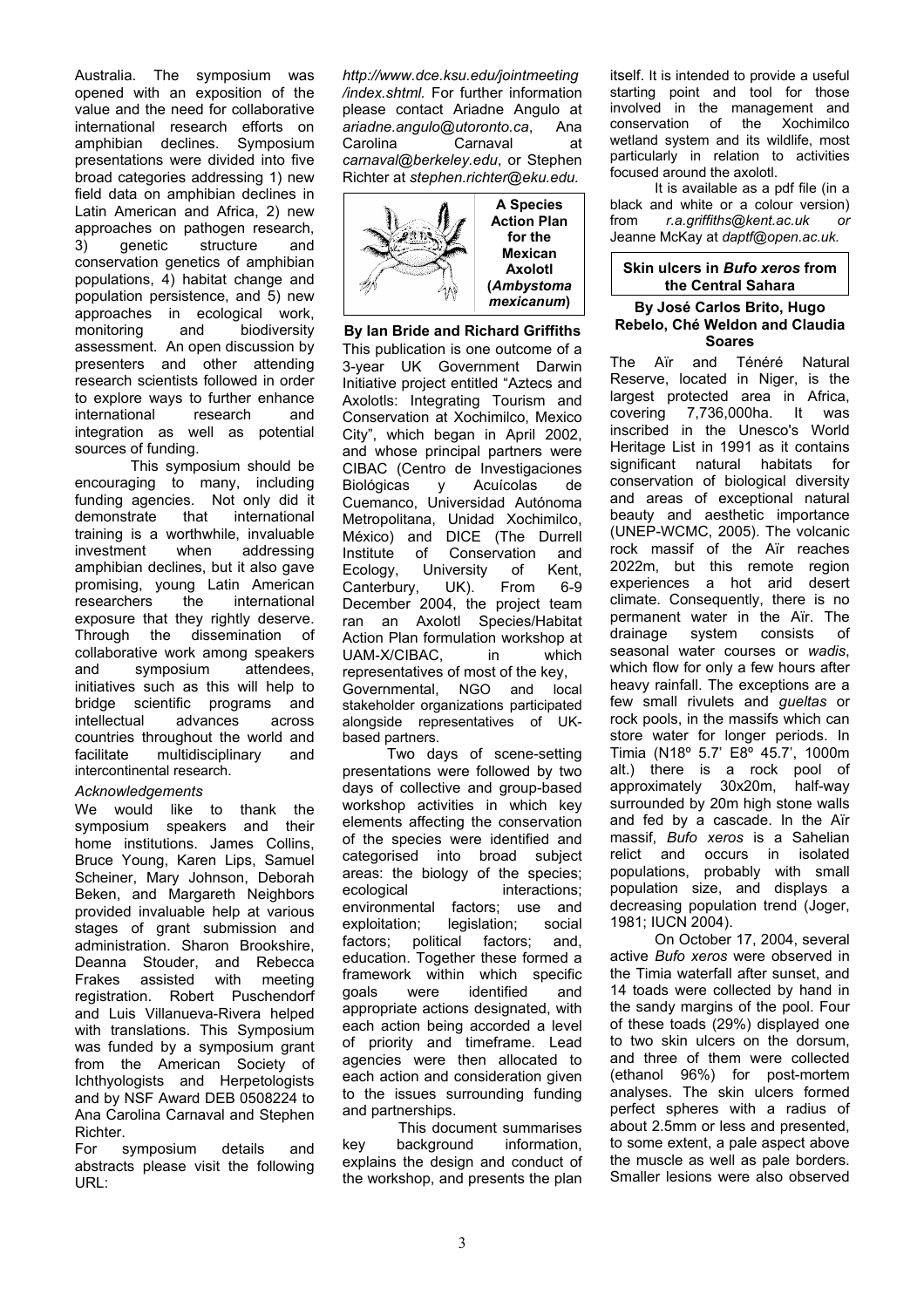Australia. The symposium was opened with an exposition of the value and the need for collaborative international research efforts on amphibian declines. Symposium presentations were divided into five broad categories addressing 1) new field data on amphibian declines in Latin American and Africa, 2) new approaches on pathogen research, 3) genetic structure and conservation genetics of amphibian populations, 4) habitat change and population persistence, and 5) new approaches in ecological work, monitoring and biodiversity assessment. An open discussion by presenters and other attending research scientists followed in order to explore ways to further enhance international research and integration as well as potential sources of funding.

This symposium should be encouraging to many, including funding agencies. Not only did it demonstrate that international training is a worthwhile, invaluable investment when addressing amphibian declines, but it also gave promising, young Latin American researchers the international exposure that they rightly deserve. Through the dissemination of collaborative work among speakers and symposium attendees, initiatives such as this will help to bridge scientific programs and intellectual advances across countries throughout the world and facilitate multidisciplinary and intercontinental research.

*Acknowledgements*

We would like to thank the symposium speakers and their home institutions. James Collins, Bruce Young, Karen Lips, Samuel Scheiner, Mary Johnson, Deborah Beken, and Margareth Neighbors provided invaluable help at various stages of grant submission and administration. Sharon Brookshire, Deanna Stouder, and Rebecca Frakes assisted with meeting registration. Robert Puschendorf and Luis Villanueva-Rivera helped with translations. This Symposium was funded by a symposium grant from the American Society of Ichthyologists and Herpetologists and by NSF Award DEB 0508224 to Ana Carolina Carnaval and Stephen Richter.

For symposium details and abstracts please visit the following URL: *http://www.dce.ksu.edu/jointmeeting/index.shtml*. For further information please contact Ariadne Angulo at *ariadne.angulo@utoronto.ca*, Ana Carolina Carnaval at *carnaval@berkeley.edu*, or Stephen Richter at *stephen.richter@eku.edu.*

## A Species Action Plan for the Mexican Axolotl (*Ambystoma mexicanum*)

**By Ian Bride and Richard Griffiths**

This publication is one outcome of a 3-year UK Government Darwin Initiative project entitled "Aztecs and Axolotls: Integrating Tourism and Conservation at Xochimilco, Mexico City", which began in April 2002, and whose principal partners were CIBAC (Centro de Investigaciones Biológicas y Acuícolas de Cuemanco, Universidad Autónoma Metropolitana, Unidad Xochimilco, México) and DICE (The Durrell Institute of Conservation and Ecology, University of Kent, Canterbury, UK). From 6-9 December 2004, the project team ran an Axolotl Species/Habitat Action Plan formulation workshop at UAM-X/CIBAC, in which representatives of most of the key, Governmental, NGO and local stakeholder organizations participated alongside representatives of UK-based partners.

Two days of scene-setting presentations were followed by two days of collective and group-based workshop activities in which key elements affecting the conservation of the species were identified and categorised into broad subject areas: the biology of the species; ecological interactions; environmental factors; use and exploitation; legislation; social factors; political factors; and, education. Together these formed a framework within which specific goals were identified and appropriate actions designated, with each action being accorded a level of priority and timeframe. Lead agencies were then allocated to each action and consideration given to the issues surrounding funding and partnerships.

This document summarises key background information, explains the design and conduct of the workshop, and presents the plan itself. It is intended to provide a useful starting point and tool for those involved in the management and conservation of the Xochimilco wetland system and its wildlife, most particularly in relation to activities focused around the axolotl.

It is available as a pdf file (in a black and white or a colour version) from *r.a.griffiths@kent.ac.uk or* Jeanne McKay at *daptf@open.ac.uk.*

## Skin ulcers in *Bufo xeros* from the Central Sahara

**By José Carlos Brito, Hugo Rebelo, Ché Weldon and Claudia Soares**

The Aïr and Ténéré Natural Reserve, located in Niger, is the largest protected area in Africa, covering 7,736,000ha. It was inscribed in the Unesco's World Heritage List in 1991 as it contains significant natural habitats for conservation of biological diversity and areas of exceptional natural beauty and aesthetic importance (UNEP-WCMC, 2005). The volcanic rock massif of the Aïr reaches 2022m, but this remote region experiences a hot arid desert climate. Consequently, there is no permanent water in the Aïr. The drainage system consists of seasonal water courses or *wadis*, which flow for only a few hours after heavy rainfall. The exceptions are a few small rivulets and *gueltas* or rock pools, in the massifs which can store water for longer periods. In Timia (N18º 5.7' E8º 45.7', 1000m alt.) there is a rock pool of approximately 30x20m, half-way surrounded by 20m high stone walls and fed by a cascade. In the Aïr massif, *Bufo xeros* is a Sahelian relict and occurs in isolated populations, probably with small population size, and displays a decreasing population trend (Joger, 1981; IUCN 2004).

On October 17, 2004, several active *Bufo xeros* were observed in the Timia waterfall after sunset, and 14 toads were collected by hand in the sandy margins of the pool. Four of these toads (29%) displayed one to two skin ulcers on the dorsum, and three of them were collected (ethanol 96%) for post-mortem analyses. The skin ulcers formed perfect spheres with a radius of about 2.5mm or less and presented, to some extent, a pale aspect above the muscle as well as pale borders. Smaller lesions were also observed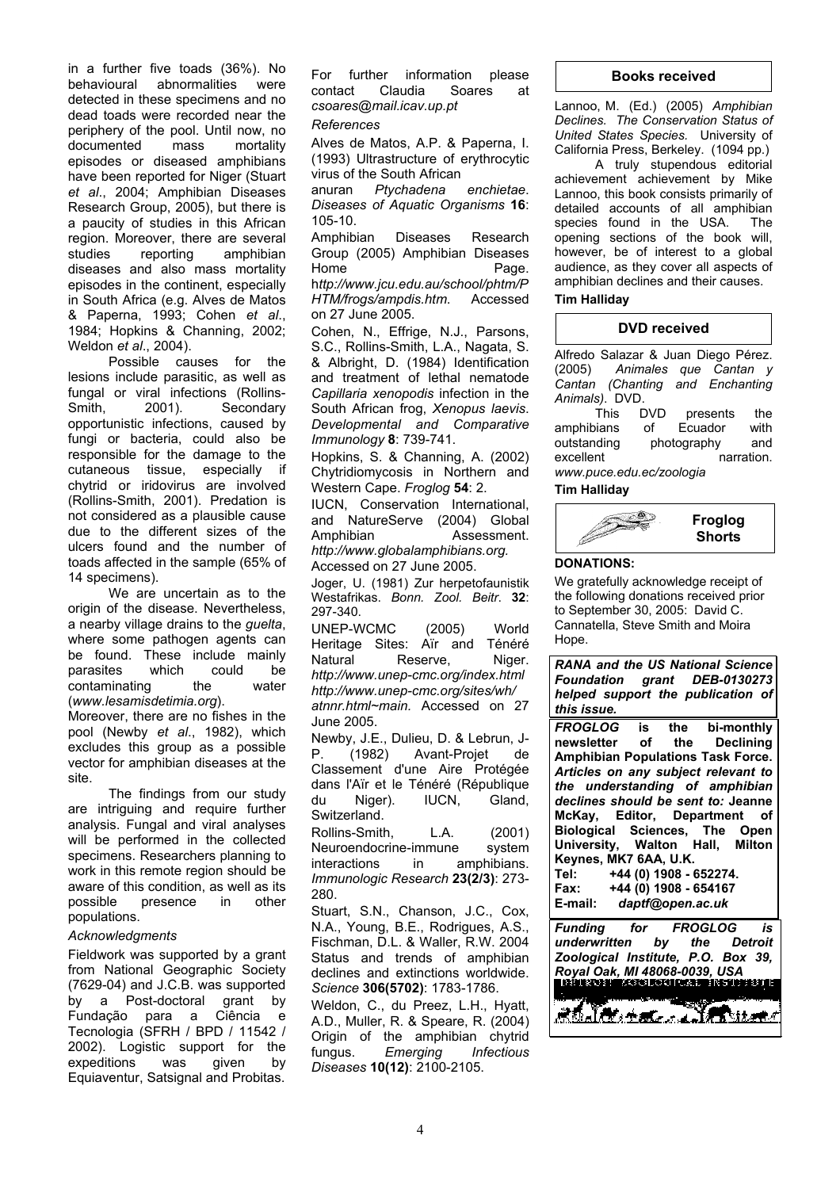in a further five toads (36%). No behavioural abnormalities were detected in these specimens and no dead toads were recorded near the periphery of the pool. Until now, no documented mass mortality episodes or diseased amphibians have been reported for Niger (Stuart *et al*., 2004; Amphibian Diseases Research Group, 2005), but there is a paucity of studies in this African region. Moreover, there are several studies reporting amphibian diseases and also mass mortality episodes in the continent, especially in South Africa (e.g. Alves de Matos & Paperna, 1993; Cohen *et al*., 1984; Hopkins & Channing, 2002; Weldon *et al*., 2004).

Possible causes for the lesions include parasitic, as well as fungal or viral infections (Rollins-Smith, 2001). Secondary opportunistic infections, caused by fungi or bacteria, could also be responsible for the damage to the cutaneous tissue, especially if chytrid or iridovirus are involved (Rollins-Smith, 2001). Predation is not considered as a plausible cause due to the different sizes of the ulcers found and the number of toads affected in the sample (65% of 14 specimens).

We are uncertain as to the origin of the disease. Nevertheless, a nearby village drains to the *guelta*, where some pathogen agents can be found. These include mainly parasites which could be contaminating the water (*www.lesamisdetimia.org*). Moreover, there are no fishes in the pool (Newby *et al*., 1982), which excludes this group as a possible vector for amphibian diseases at the site.

The findings from our study are intriguing and require further analysis. Fungal and viral analyses will be performed in the collected specimens. Researchers planning to work in this remote region should be aware of this condition, as well as its possible presence in other populations.

*Acknowledgments*

Fieldwork was supported by a grant from National Geographic Society (7629-04) and J.C.B. was supported by a Post-doctoral grant by Fundação para a Ciência e Tecnologia (SFRH / BPD / 11542 / 2002). Logistic support for the expeditions was given by Equiaventur, Satsignal and Probitas.

For further information please contact Claudia Soares at *csoares@mail.icav.up.pt*

*References*

Alves de Matos, A.P. & Paperna, I. (1993) Ultrastructure of erythrocytic virus of the South African anuran *Ptychadena enchietae*. *Diseases of Aquatic Organisms* **16**: 105-10.

Amphibian Diseases Research Group (2005) Amphibian Diseases Home Page. h*ttp://www.jcu.edu.au/school/phtm/PHTM/frogs/ampdis.htm*. Accessed on 27 June 2005.

Cohen, N., Effrige, N.J., Parsons, S.C., Rollins-Smith, L.A., Nagata, S. & Albright, D. (1984) Identification and treatment of lethal nematode *Capillaria xenopodis* infection in the South African frog, *Xenopus laevis*. *Developmental and Comparative Immunology* **8**: 739-741.

Hopkins, S. & Channing, A. (2002) Chytridiomycosis in Northern and Western Cape. *Froglog* **54**: 2.

IUCN, Conservation International, and NatureServe (2004) Global Amphibian Assessment. *http://www.globalamphibians.org.* Accessed on 27 June 2005.

Joger, U. (1981) Zur herpetofaunistik Westafrikas. *Bonn. Zool. Beitr*. **32**: 297-340.

UNEP-WCMC (2005) World Heritage Sites: Aïr and Ténéré Natural Reserve, Niger. *http://www.unep-cmc.org/index.html http://www.unep-cmc.org/sites/wh/atnnr.html~main.* Accessed on 27 June 2005.

Newby, J.E., Dulieu, D. & Lebrun, J-P. (1982) Avant-Projet de Classement d'une Aire Protégée dans l'Aïr et le Ténéré (République du Niger). IUCN, Gland, Switzerland.

Rollins-Smith, L.A. (2001) Neuroendocrine-immune system interactions in amphibians. *Immunologic Research* **23(2/3)**: 273-280.

Stuart, S.N., Chanson, J.C., Cox, N.A., Young, B.E., Rodrigues, A.S., Fischman, D.L. & Waller, R.W. 2004 Status and trends of amphibian declines and extinctions worldwide. *Science* **306(5702)**: 1783-1786.

Weldon, C., du Preez, L.H., Hyatt, A.D., Muller, R. & Speare, R. (2004) Origin of the amphibian chytrid fungus. *Emerging Infectious Diseases* **10(12)**: 2100-2105.

## Books received

Lannoo, M. (Ed.) (2005) *Amphibian Declines. The Conservation Status of United States Species.* University of California Press, Berkeley. (1094 pp.)

A truly stupendous editorial achievement achievement by Mike Lannoo, this book consists primarily of detailed accounts of all amphibian species found in the USA. The opening sections of the book will, however, be of interest to a global audience, as they cover all aspects of amphibian declines and their causes.

**Tim Halliday**

## DVD received

Alfredo Salazar & Juan Diego Pérez. (2005) *Animales que Cantan y Cantan (Chanting and Enchanting Animals)*. DVD.

This DVD presents the amphibians of Ecuador with outstanding photography and excellent narration. *www.puce.edu.ec/zoologia*

**Tim Halliday**

## Froglog Shorts

**DONATIONS:**

We gratefully acknowledge receipt of the following donations received prior to September 30, 2005: David C. Cannatella, Steve Smith and Moira Hope.

***RANA and the US National Science Foundation grant DEB-0130273 helped support the publication of this issue.***

***FROGLOG* is the bi-monthly newsletter of the Declining Amphibian Populations Task Force. *Articles on any subject relevant to the understanding of amphibian declines should be sent to:* Jeanne McKay, Editor, Department of Biological Sciences, The Open University, Walton Hall, Milton Keynes, MK7 6AA, U.K.**

**Tel: +44 (0) 1908 - 652274.**
**Fax: +44 (0) 1908 - 654167**
**E-mail: *daptf@open.ac.uk***

***Funding for FROGLOG is underwritten by the Detroit Zoological Institute, P.O. Box 39, Royal Oak, MI 48068-0039, USA***